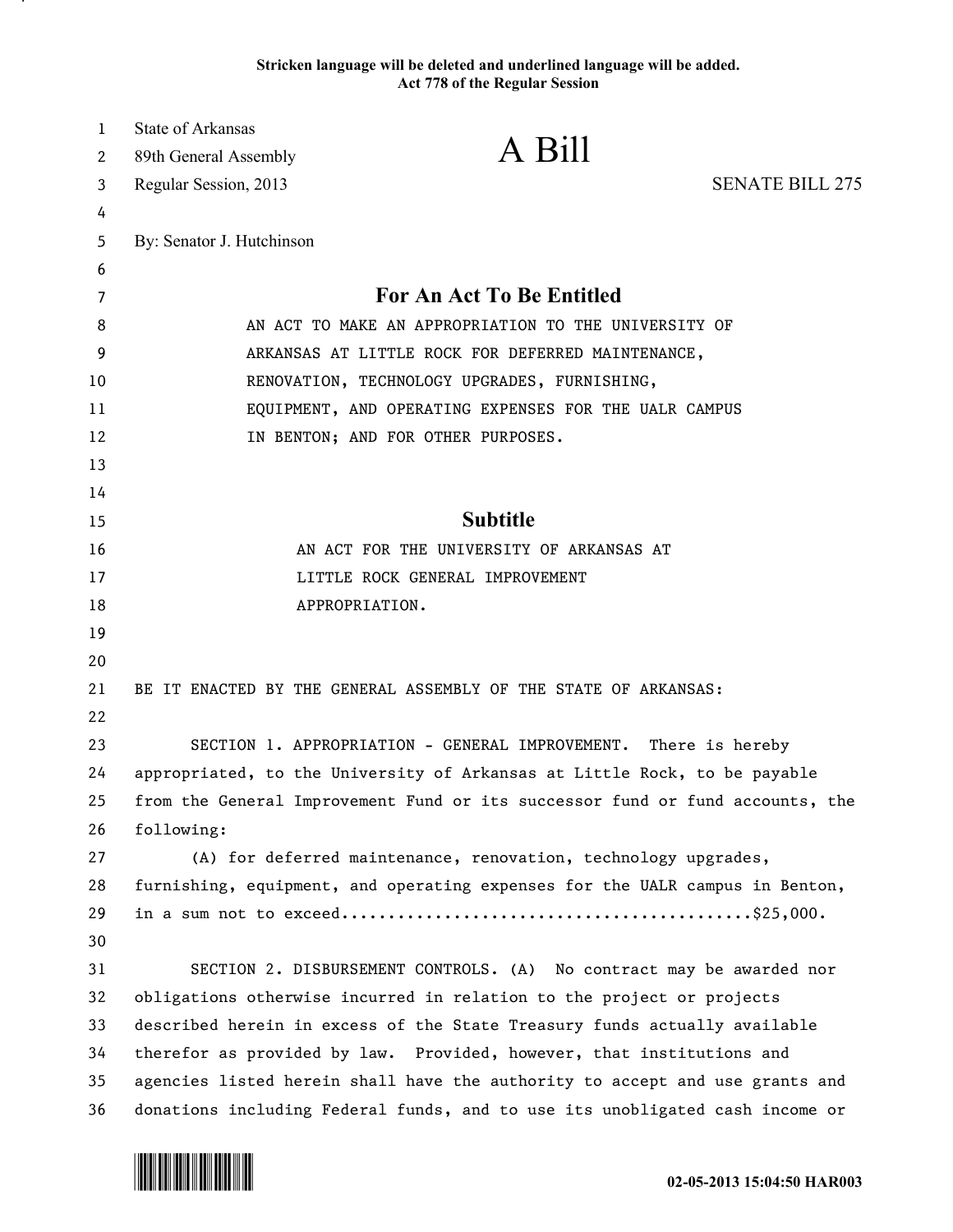Stricken language will be deleted and underlined language will be added.
Act 778 of the Regular Session

State of Arkansas
89th General Assembly
Regular Session, 2013

# A Bill

SENATE BILL 275

By: Senator J. Hutchinson

## For An Act To Be Entitled

AN ACT TO MAKE AN APPROPRIATION TO THE UNIVERSITY OF ARKANSAS AT LITTLE ROCK FOR DEFERRED MAINTENANCE, RENOVATION, TECHNOLOGY UPGRADES, FURNISHING, EQUIPMENT, AND OPERATING EXPENSES FOR THE UALR CAMPUS IN BENTON; AND FOR OTHER PURPOSES.

## Subtitle

AN ACT FOR THE UNIVERSITY OF ARKANSAS AT LITTLE ROCK GENERAL IMPROVEMENT APPROPRIATION.

BE IT ENACTED BY THE GENERAL ASSEMBLY OF THE STATE OF ARKANSAS:

SECTION 1. APPROPRIATION - GENERAL IMPROVEMENT. There is hereby appropriated, to the University of Arkansas at Little Rock, to be payable from the General Improvement Fund or its successor fund or fund accounts, the following:

(A) for deferred maintenance, renovation, technology upgrades, furnishing, equipment, and operating expenses for the UALR campus in Benton, in a sum not to exceed............................................$25,000.

SECTION 2. DISBURSEMENT CONTROLS. (A) No contract may be awarded nor obligations otherwise incurred in relation to the project or projects described herein in excess of the State Treasury funds actually available therefor as provided by law. Provided, however, that institutions and agencies listed herein shall have the authority to accept and use grants and donations including Federal funds, and to use its unobligated cash income or

02-05-2013 15:04:50 HAR003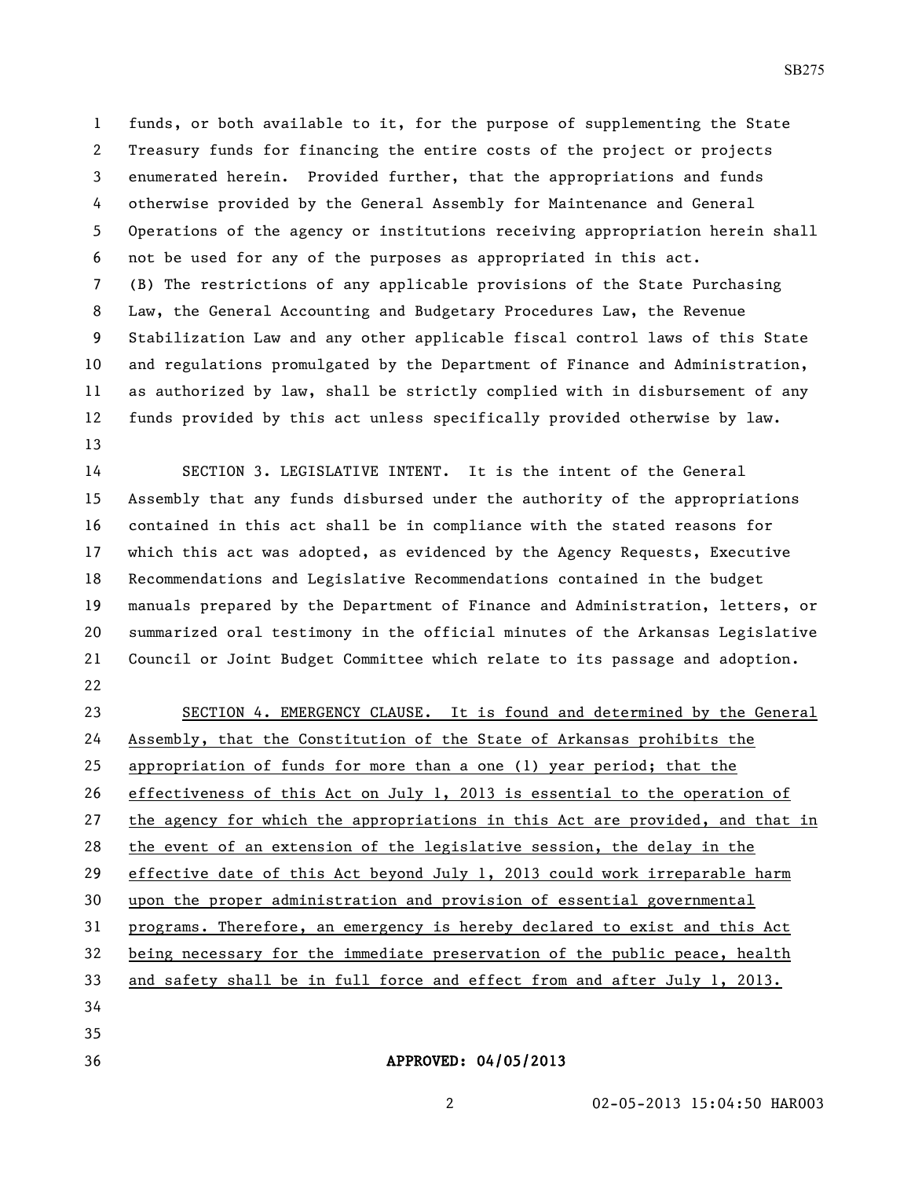funds, or both available to it, for the purpose of supplementing the State Treasury funds for financing the entire costs of the project or projects enumerated herein. Provided further, that the appropriations and funds otherwise provided by the General Assembly for Maintenance and General Operations of the agency or institutions receiving appropriation herein shall not be used for any of the purposes as appropriated in this act.

(B) The restrictions of any applicable provisions of the State Purchasing Law, the General Accounting and Budgetary Procedures Law, the Revenue Stabilization Law and any other applicable fiscal control laws of this State and regulations promulgated by the Department of Finance and Administration, as authorized by law, shall be strictly complied with in disbursement of any funds provided by this act unless specifically provided otherwise by law.

SECTION 3. LEGISLATIVE INTENT. It is the intent of the General Assembly that any funds disbursed under the authority of the appropriations contained in this act shall be in compliance with the stated reasons for which this act was adopted, as evidenced by the Agency Requests, Executive Recommendations and Legislative Recommendations contained in the budget manuals prepared by the Department of Finance and Administration, letters, or summarized oral testimony in the official minutes of the Arkansas Legislative Council or Joint Budget Committee which relate to its passage and adoption.

SECTION 4. EMERGENCY CLAUSE. It is found and determined by the General Assembly, that the Constitution of the State of Arkansas prohibits the appropriation of funds for more than a one (1) year period; that the effectiveness of this Act on July 1, 2013 is essential to the operation of the agency for which the appropriations in this Act are provided, and that in the event of an extension of the legislative session, the delay in the effective date of this Act beyond July 1, 2013 could work irreparable harm upon the proper administration and provision of essential governmental programs. Therefore, an emergency is hereby declared to exist and this Act being necessary for the immediate preservation of the public peace, health and safety shall be in full force and effect from and after July 1, 2013.

**APPROVED: 04/05/2013**